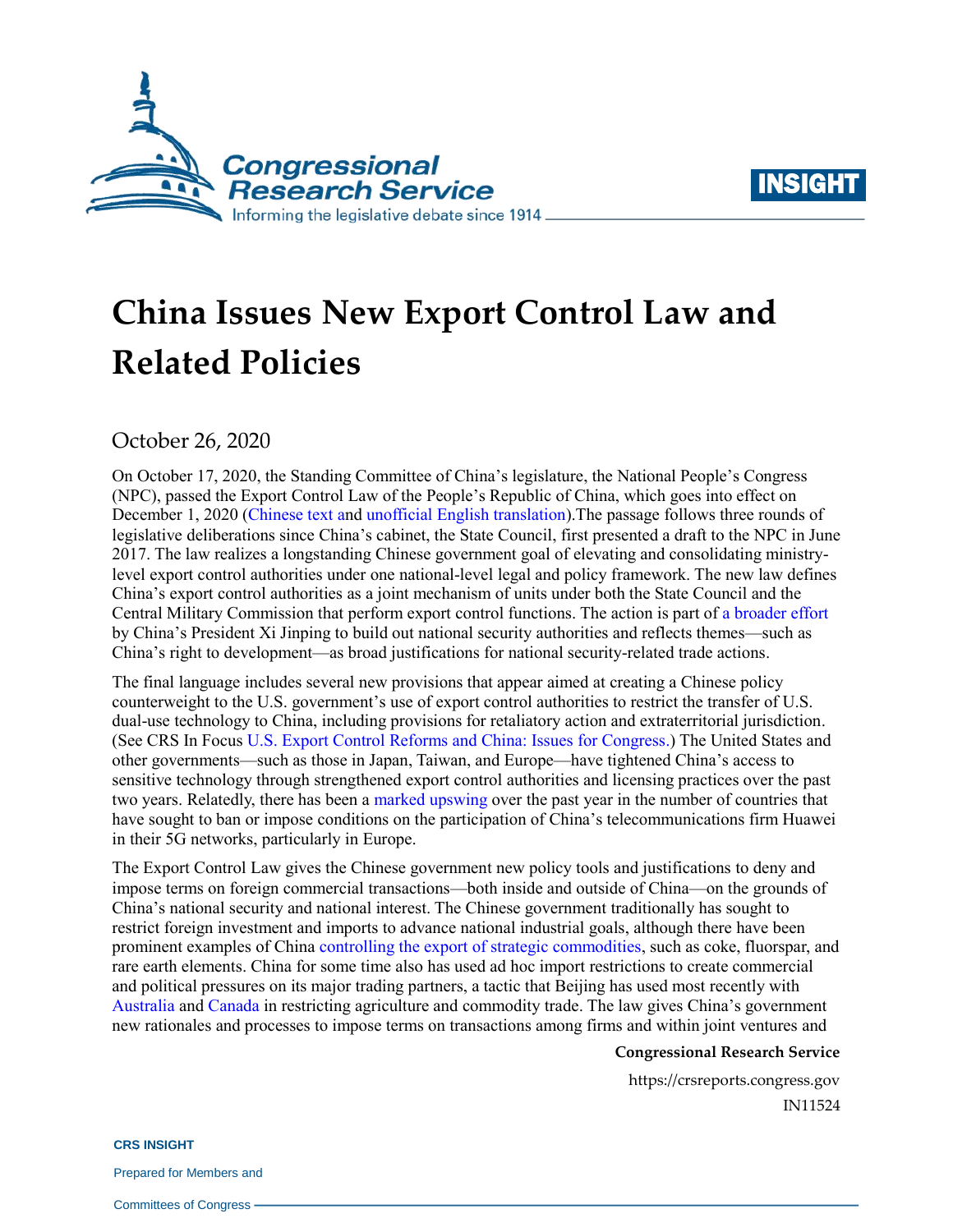# China Issues New Export Control Law and Related Policies

October 26, 2020

On October 17, 2020, the Standing Committee of China's legislature, the National People's Congress (NPC), passed the Export Control Law of the People's Republic of China, which goes into effect on December 1, 2020 (Chinese text and unofficial English translation).The passage follows three rounds of legislative deliberations since China's cabinet, the State Council, first presented a draft to the NPC in June 2017. The law realizes a longstanding Chinese government goal of elevating and consolidating ministry-level export control authorities under one national-level legal and policy framework. The new law defines China's export control authorities as a joint mechanism of units under both the State Council and the Central Military Commission that perform export control functions. The action is part of a broader effort by China's President Xi Jinping to build out national security authorities and reflects themes—such as China's right to development—as broad justifications for national security-related trade actions.

The final language includes several new provisions that appear aimed at creating a Chinese policy counterweight to the U.S. government's use of export control authorities to restrict the transfer of U.S. dual-use technology to China, including provisions for retaliatory action and extraterritorial jurisdiction. (See CRS In Focus U.S. Export Control Reforms and China: Issues for Congress.) The United States and other governments—such as those in Japan, Taiwan, and Europe—have tightened China's access to sensitive technology through strengthened export control authorities and licensing practices over the past two years. Relatedly, there has been a marked upswing over the past year in the number of countries that have sought to ban or impose conditions on the participation of China's telecommunications firm Huawei in their 5G networks, particularly in Europe.

The Export Control Law gives the Chinese government new policy tools and justifications to deny and impose terms on foreign commercial transactions—both inside and outside of China—on the grounds of China's national security and national interest. The Chinese government traditionally has sought to restrict foreign investment and imports to advance national industrial goals, although there have been prominent examples of China controlling the export of strategic commodities, such as coke, fluorspar, and rare earth elements. China for some time also has used ad hoc import restrictions to create commercial and political pressures on its major trading partners, a tactic that Beijing has used most recently with Australia and Canada in restricting agriculture and commodity trade. The law gives China's government new rationales and processes to impose terms on transactions among firms and within joint ventures and

**Congressional Research Service**

https://crsreports.congress.gov

IN11524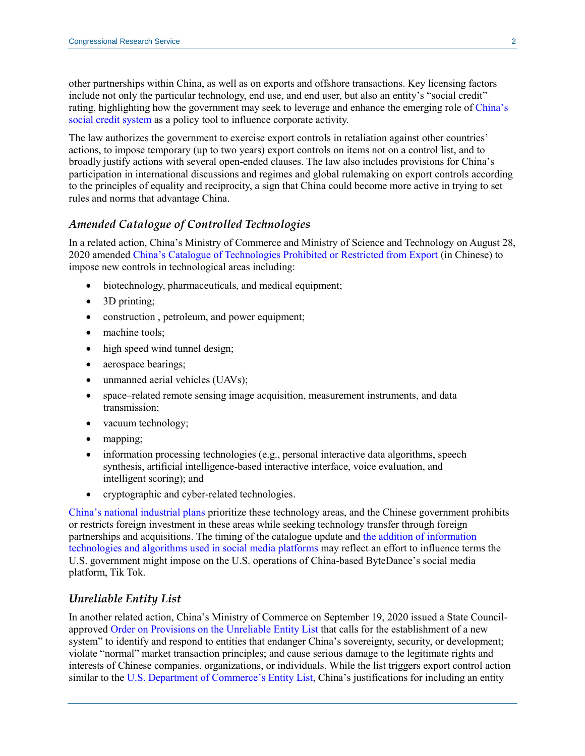other partnerships within China, as well as on exports and offshore transactions. Key licensing factors include not only the particular technology, end use, and end user, but also an entity's "social credit" rating, highlighting how the government may seek to leverage and enhance the emerging role of China's social credit system as a policy tool to influence corporate activity.

The law authorizes the government to exercise export controls in retaliation against other countries' actions, to impose temporary (up to two years) export controls on items not on a control list, and to broadly justify actions with several open-ended clauses. The law also includes provisions for China's participation in international discussions and regimes and global rulemaking on export controls according to the principles of equality and reciprocity, a sign that China could become more active in trying to set rules and norms that advantage China.

### *Amended Catalogue of Controlled Technologies*

In a related action, China's Ministry of Commerce and Ministry of Science and Technology on August 28, 2020 amended China's Catalogue of Technologies Prohibited or Restricted from Export (in Chinese) to impose new controls in technological areas including:

- biotechnology, pharmaceuticals, and medical equipment;
- 3D printing;
- construction , petroleum, and power equipment;
- machine tools;
- high speed wind tunnel design;
- aerospace bearings;
- unmanned aerial vehicles (UAVs);
- space–related remote sensing image acquisition, measurement instruments, and data transmission;
- vacuum technology;
- mapping;
- information processing technologies (e.g., personal interactive data algorithms, speech synthesis, artificial intelligence-based interactive interface, voice evaluation, and intelligent scoring); and
- cryptographic and cyber-related technologies.

China's national industrial plans prioritize these technology areas, and the Chinese government prohibits or restricts foreign investment in these areas while seeking technology transfer through foreign partnerships and acquisitions. The timing of the catalogue update and the addition of information technologies and algorithms used in social media platforms may reflect an effort to influence terms the U.S. government might impose on the U.S. operations of China-based ByteDance's social media platform, Tik Tok.

### *Unreliable Entity List*

In another related action, China's Ministry of Commerce on September 19, 2020 issued a State Council-approved Order on Provisions on the Unreliable Entity List that calls for the establishment of a new system" to identify and respond to entities that endanger China's sovereignty, security, or development; violate "normal" market transaction principles; and cause serious damage to the legitimate rights and interests of Chinese companies, organizations, or individuals. While the list triggers export control action similar to the U.S. Department of Commerce's Entity List, China's justifications for including an entity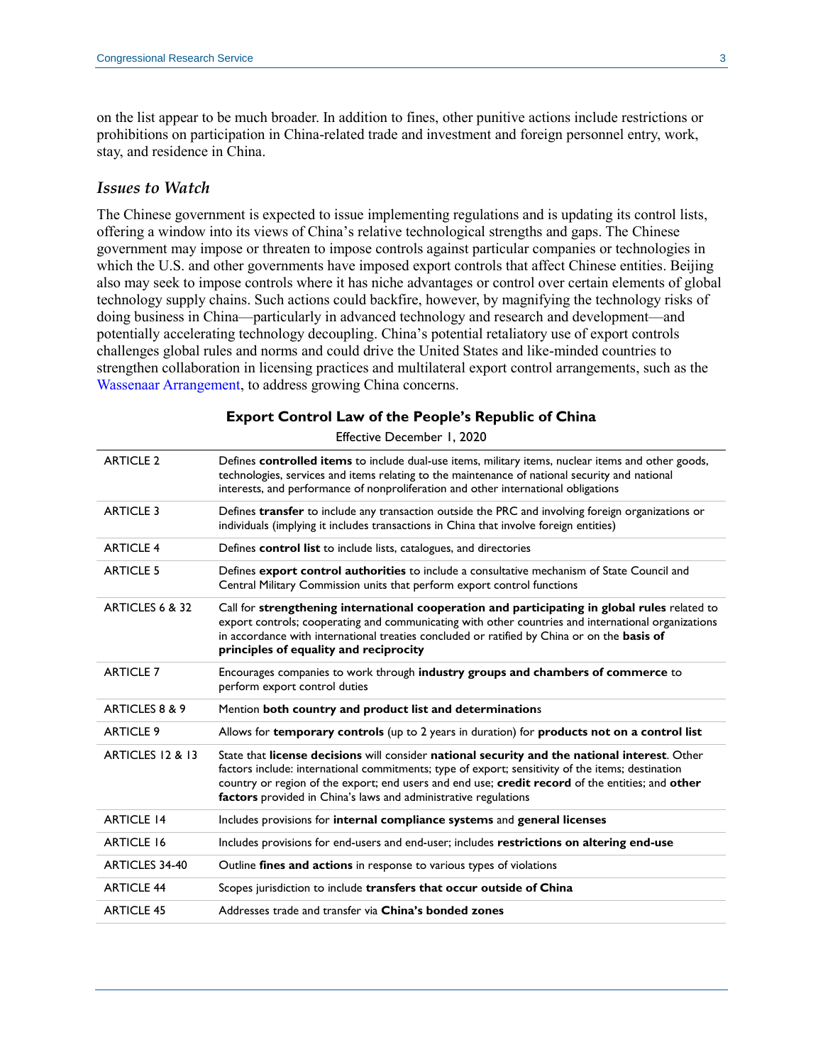on the list appear to be much broader. In addition to fines, other punitive actions include restrictions or prohibitions on participation in China-related trade and investment and foreign personnel entry, work, stay, and residence in China.

### *Issues to Watch*

The Chinese government is expected to issue implementing regulations and is updating its control lists, offering a window into its views of China's relative technological strengths and gaps. The Chinese government may impose or threaten to impose controls against particular companies or technologies in which the U.S. and other governments have imposed export controls that affect Chinese entities. Beijing also may seek to impose controls where it has niche advantages or control over certain elements of global technology supply chains. Such actions could backfire, however, by magnifying the technology risks of doing business in China—particularly in advanced technology and research and development—and potentially accelerating technology decoupling. China's potential retaliatory use of export controls challenges global rules and norms and could drive the United States and like-minded countries to strengthen collaboration in licensing practices and multilateral export control arrangements, such as the Wassenaar Arrangement, to address growing China concerns.

**Export Control Law of the People's Republic of China**

Effective December 1, 2020

| | |
|---|---|
| ARTICLE 2 | Defines **controlled items** to include dual-use items, military items, nuclear items and other goods, technologies, services and items relating to the maintenance of national security and national interests, and performance of nonproliferation and other international obligations |
| ARTICLE 3 | Defines **transfer** to include any transaction outside the PRC and involving foreign organizations or individuals (implying it includes transactions in China that involve foreign entities) |
| ARTICLE 4 | Defines **control list** to include lists, catalogues, and directories |
| ARTICLE 5 | Defines **export control authorities** to include a consultative mechanism of State Council and Central Military Commission units that perform export control functions |
| ARTICLES 6 & 32 | Call for **strengthening international cooperation and participating in global rules** related to export controls; cooperating and communicating with other countries and international organizations in accordance with international treaties concluded or ratified by China or on the **basis of principles of equality and reciprocity** |
| ARTICLE 7 | Encourages companies to work through **industry groups and chambers of commerce** to perform export control duties |
| ARTICLES 8 & 9 | Mention **both country and product list and determination**s |
| ARTICLE 9 | Allows for **temporary controls** (up to 2 years in duration) for **products not on a control list** |
| ARTICLES 12 & 13 | State that **license decisions** will consider **national security and the national interest**. Other factors include: international commitments; type of export; sensitivity of the items; destination country or region of the export; end users and end use; **credit record** of the entities; and **other factors** provided in China's laws and administrative regulations |
| ARTICLE 14 | Includes provisions for **internal compliance systems** and **general licenses** |
| ARTICLE 16 | Includes provisions for end-users and end-user; includes **restrictions on altering end-use** |
| ARTICLES 34-40 | Outline **fines and actions** in response to various types of violations |
| ARTICLE 44 | Scopes jurisdiction to include **transfers that occur outside of China** |
| ARTICLE 45 | Addresses trade and transfer via **China's bonded zones** |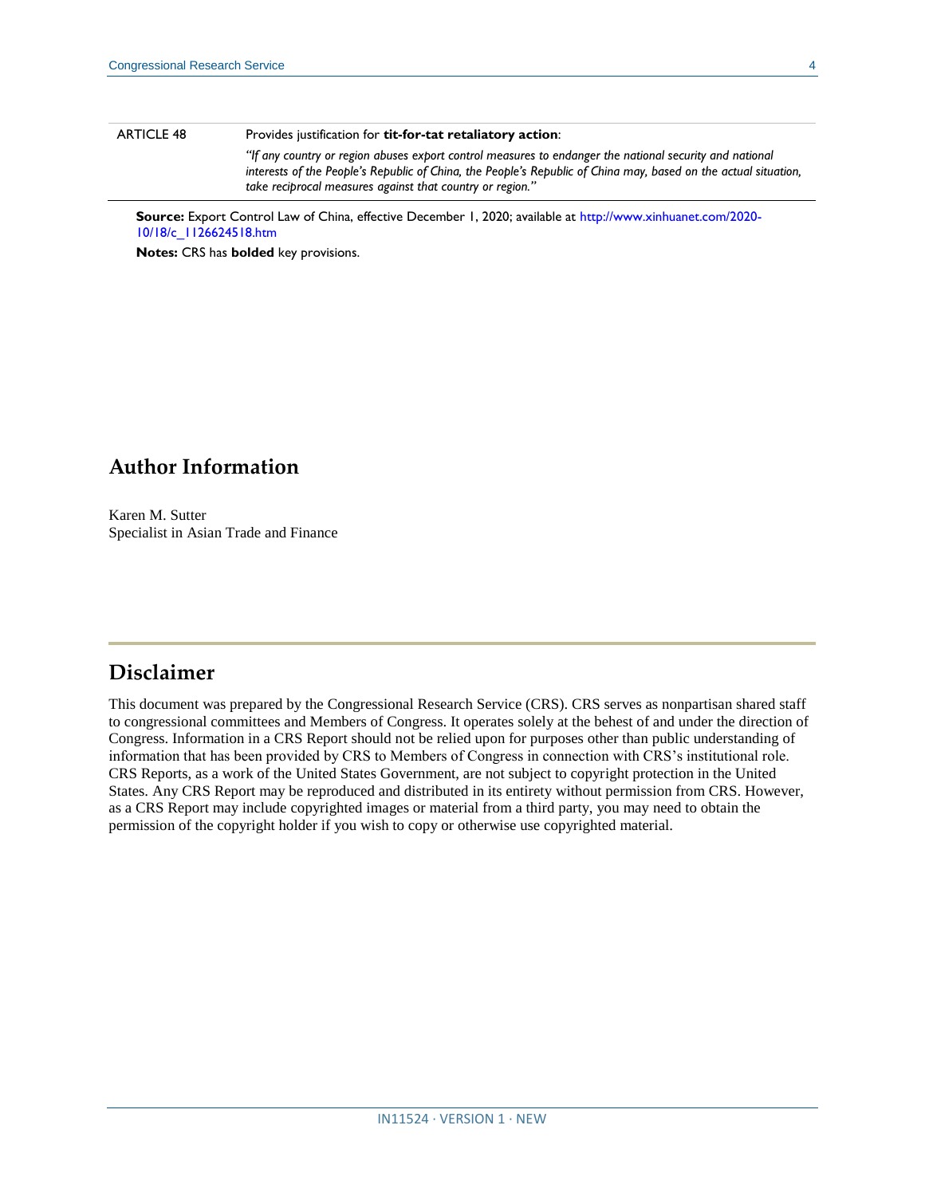| | |
|---|---|
| ARTICLE 48 | Provides justification for **tit-for-tat retaliatory action**: *"If any country or region abuses export control measures to endanger the national security and national interests of the People's Republic of China, the People's Republic of China may, based on the actual situation, take reciprocal measures against that country or region."* |

**Source:** Export Control Law of China, effective December 1, 2020; available at http://www.xinhuanet.com/2020-10/18/c_1126624518.htm

**Notes:** CRS has **bolded** key provisions.

## Author Information

Karen M. Sutter
Specialist in Asian Trade and Finance

## Disclaimer

This document was prepared by the Congressional Research Service (CRS). CRS serves as nonpartisan shared staff to congressional committees and Members of Congress. It operates solely at the behest of and under the direction of Congress. Information in a CRS Report should not be relied upon for purposes other than public understanding of information that has been provided by CRS to Members of Congress in connection with CRS's institutional role. CRS Reports, as a work of the United States Government, are not subject to copyright protection in the United States. Any CRS Report may be reproduced and distributed in its entirety without permission from CRS. However, as a CRS Report may include copyrighted images or material from a third party, you may need to obtain the permission of the copyright holder if you wish to copy or otherwise use copyrighted material.